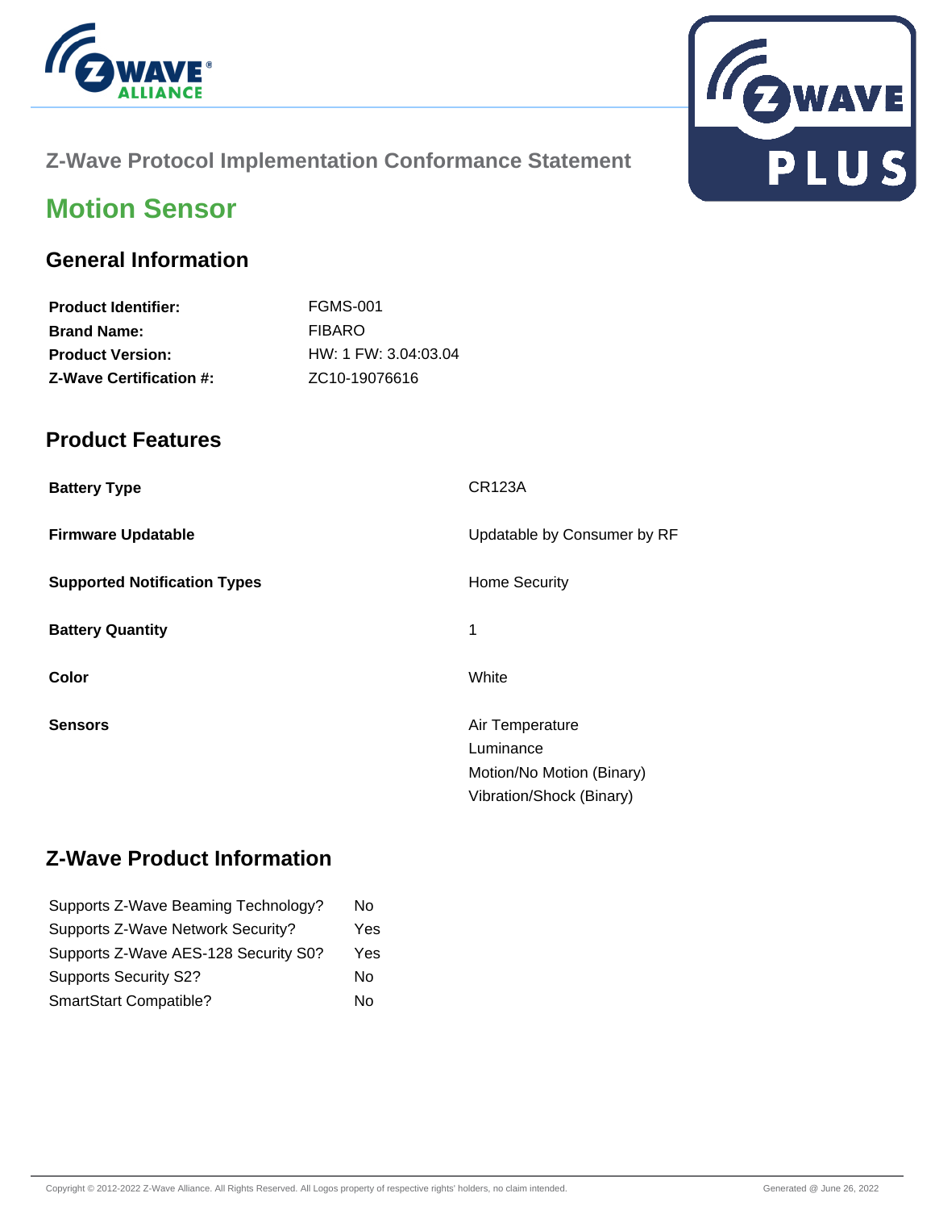## Z-Wave Protocol Implementation Conformance Statement

# Motion Sensor

## General Information

| | |
|---|---|
| **Product Identifier:** | FGMS-001 |
| **Brand Name:** | FIBARO |
| **Product Version:** | HW: 1 FW: 3.04:03.04 |
| **Z-Wave Certification #:** | ZC10-19076616 |

## Product Features

| | |
|---|---|
| **Battery Type** | CR123A |
| **Firmware Updatable** | Updatable by Consumer by RF |
| **Supported Notification Types** | Home Security |
| **Battery Quantity** | 1 |
| **Color** | White |
| **Sensors** | Air Temperature<br>Luminance<br>Motion/No Motion (Binary)<br>Vibration/Shock (Binary) |

## Z-Wave Product Information

| | |
|---|---|
| Supports Z-Wave Beaming Technology? | No |
| Supports Z-Wave Network Security? | Yes |
| Supports Z-Wave AES-128 Security S0? | Yes |
| Supports Security S2? | No |
| SmartStart Compatible? | No |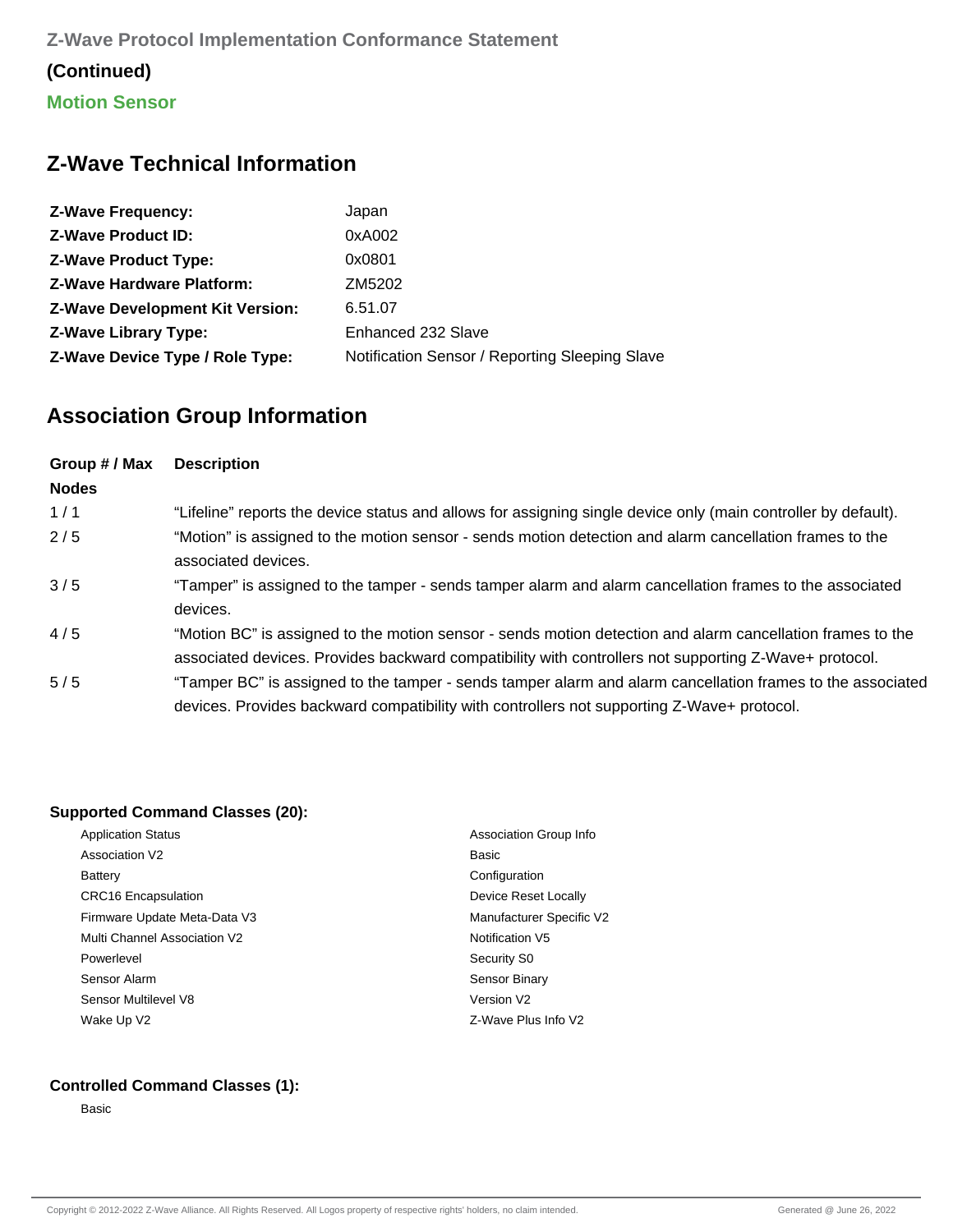Z-Wave Protocol Implementation Conformance Statement

**(Continued)**

**Motion Sensor**

## Z-Wave Technical Information

| | |
|---|---|
| **Z-Wave Frequency:** | Japan |
| **Z-Wave Product ID:** | 0xA002 |
| **Z-Wave Product Type:** | 0x0801 |
| **Z-Wave Hardware Platform:** | ZM5202 |
| **Z-Wave Development Kit Version:** | 6.51.07 |
| **Z-Wave Library Type:** | Enhanced 232 Slave |
| **Z-Wave Device Type / Role Type:** | Notification Sensor / Reporting Sleeping Slave |

## Association Group Information

| Group # / Max Nodes | Description |
|---|---|
| 1 / 1 | “Lifeline” reports the device status and allows for assigning single device only (main controller by default). |
| 2 / 5 | “Motion” is assigned to the motion sensor - sends motion detection and alarm cancellation frames to the associated devices. |
| 3 / 5 | “Tamper” is assigned to the tamper - sends tamper alarm and alarm cancellation frames to the associated devices. |
| 4 / 5 | “Motion BC” is assigned to the motion sensor - sends motion detection and alarm cancellation frames to the associated devices. Provides backward compatibility with controllers not supporting Z-Wave+ protocol. |
| 5 / 5 | “Tamper BC” is assigned to the tamper - sends tamper alarm and alarm cancellation frames to the associated devices. Provides backward compatibility with controllers not supporting Z-Wave+ protocol. |

**Supported Command Classes (20):**

- Application Status
- Association Group Info
- Association V2
- Basic
- Battery
- Configuration
- CRC16 Encapsulation
- Device Reset Locally
- Firmware Update Meta-Data V3
- Manufacturer Specific V2
- Multi Channel Association V2
- Notification V5
- Powerlevel
- Security S0
- Sensor Alarm
- Sensor Binary
- Sensor Multilevel V8
- Version V2
- Wake Up V2
- Z-Wave Plus Info V2

**Controlled Command Classes (1):**

- Basic